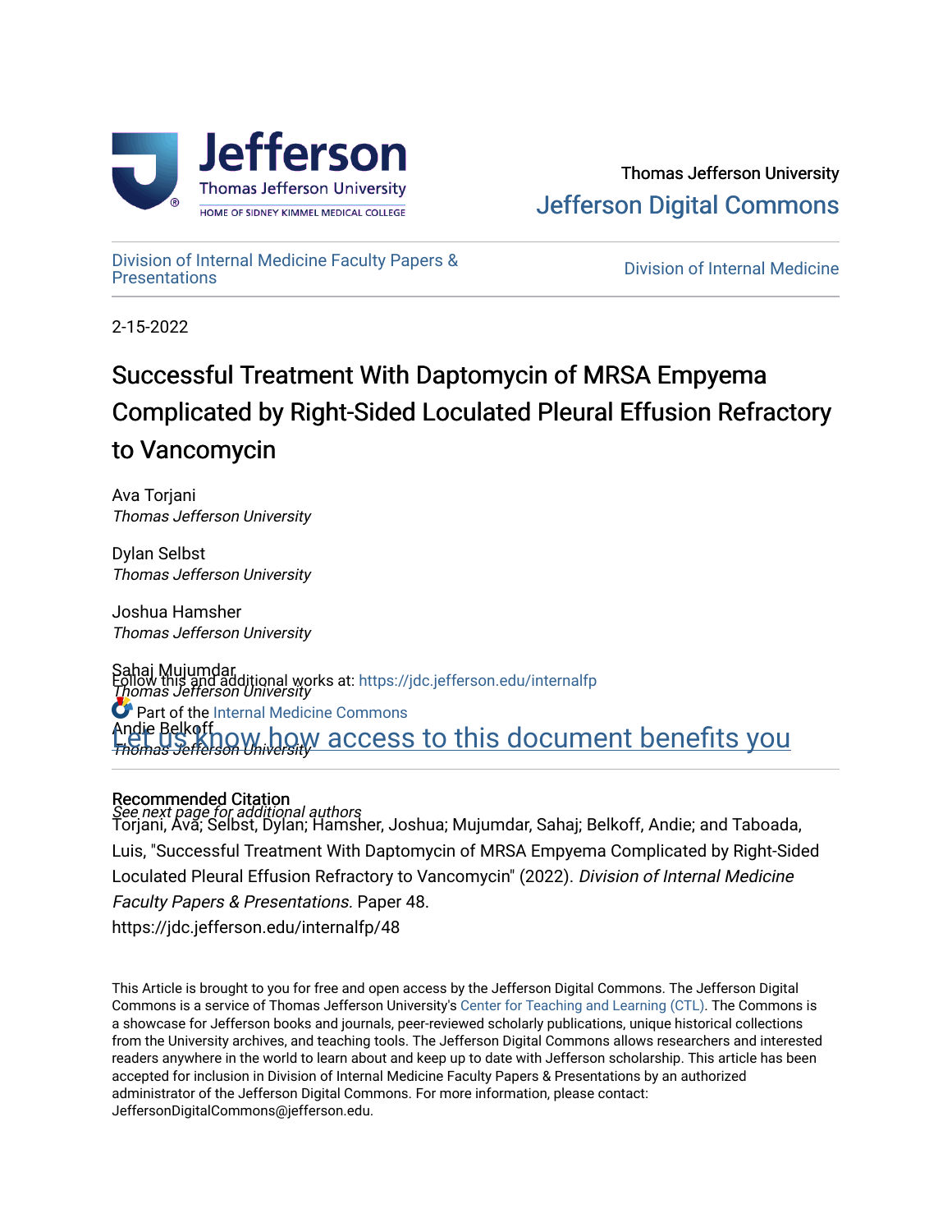Thomas Jefferson University

Jefferson Digital Commons

Division of Internal Medicine Faculty Papers & Presentations

Division of Internal Medicine

2-15-2022

# Successful Treatment With Daptomycin of MRSA Empyema Complicated by Right-Sided Loculated Pleural Effusion Refractory to Vancomycin

Ava Torjani
*Thomas Jefferson University*

Dylan Selbst
*Thomas Jefferson University*

Joshua Hamsher
*Thomas Jefferson University*

Sahaj Mujumdar
*Thomas Jefferson University*

Andie Belkoff
*Thomas Jefferson University*

*See next page for additional authors*

Follow this and additional works at: https://jdc.jefferson.edu/internalfp

Part of the Internal Medicine Commons

Let us know how access to this document benefits you

## Recommended Citation

Torjani, Ava; Selbst, Dylan; Hamsher, Joshua; Mujumdar, Sahaj; Belkoff, Andie; and Taboada, Luis, "Successful Treatment With Daptomycin of MRSA Empyema Complicated by Right-Sided Loculated Pleural Effusion Refractory to Vancomycin" (2022). *Division of Internal Medicine Faculty Papers & Presentations.* Paper 48.
https://jdc.jefferson.edu/internalfp/48

This Article is brought to you for free and open access by the Jefferson Digital Commons. The Jefferson Digital Commons is a service of Thomas Jefferson University's Center for Teaching and Learning (CTL). The Commons is a showcase for Jefferson books and journals, peer-reviewed scholarly publications, unique historical collections from the University archives, and teaching tools. The Jefferson Digital Commons allows researchers and interested readers anywhere in the world to learn about and keep up to date with Jefferson scholarship. This article has been accepted for inclusion in Division of Internal Medicine Faculty Papers & Presentations by an authorized administrator of the Jefferson Digital Commons. For more information, please contact: JeffersonDigitalCommons@jefferson.edu.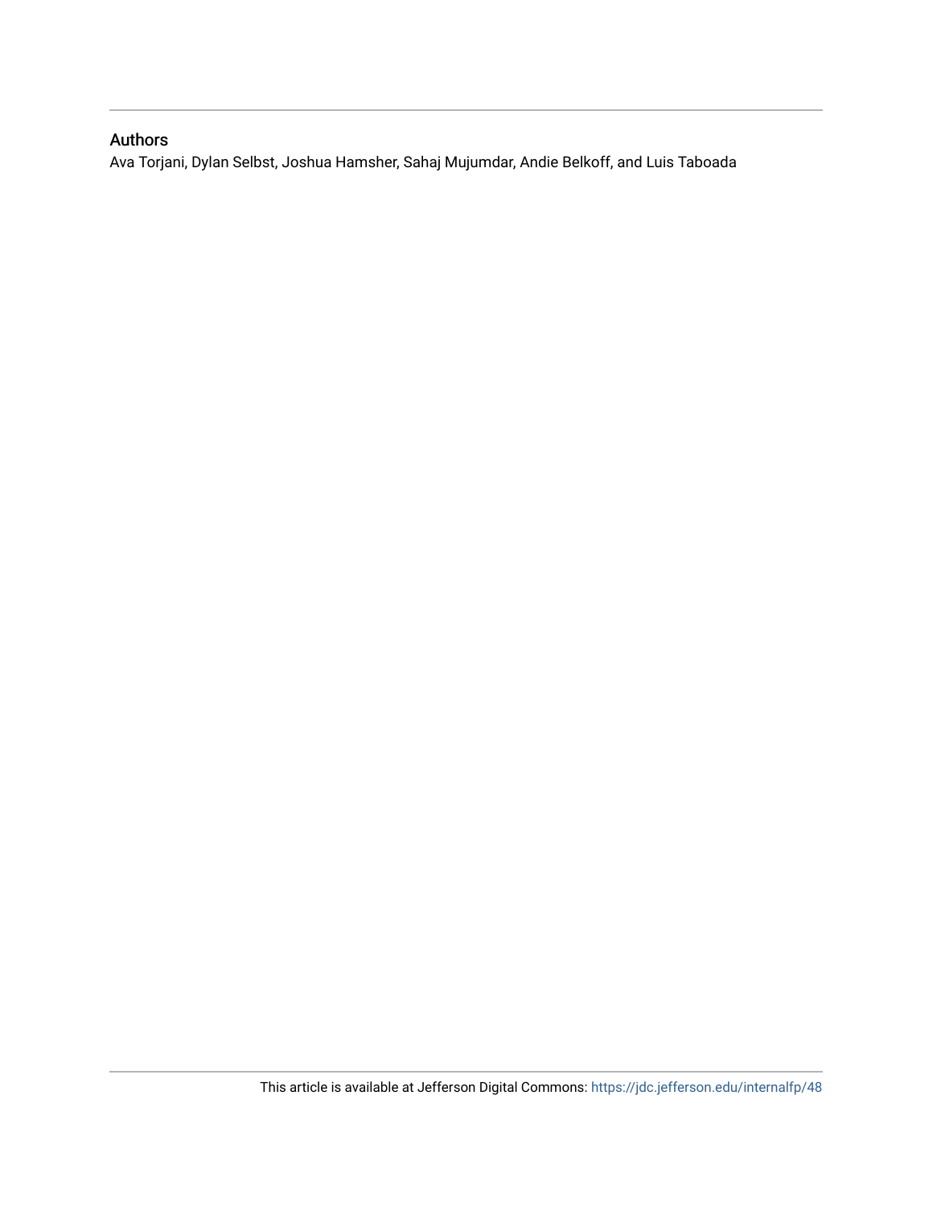## Authors

Ava Torjani, Dylan Selbst, Joshua Hamsher, Sahaj Mujumdar, Andie Belkoff, and Luis Taboada

This article is available at Jefferson Digital Commons: https://jdc.jefferson.edu/internalfp/48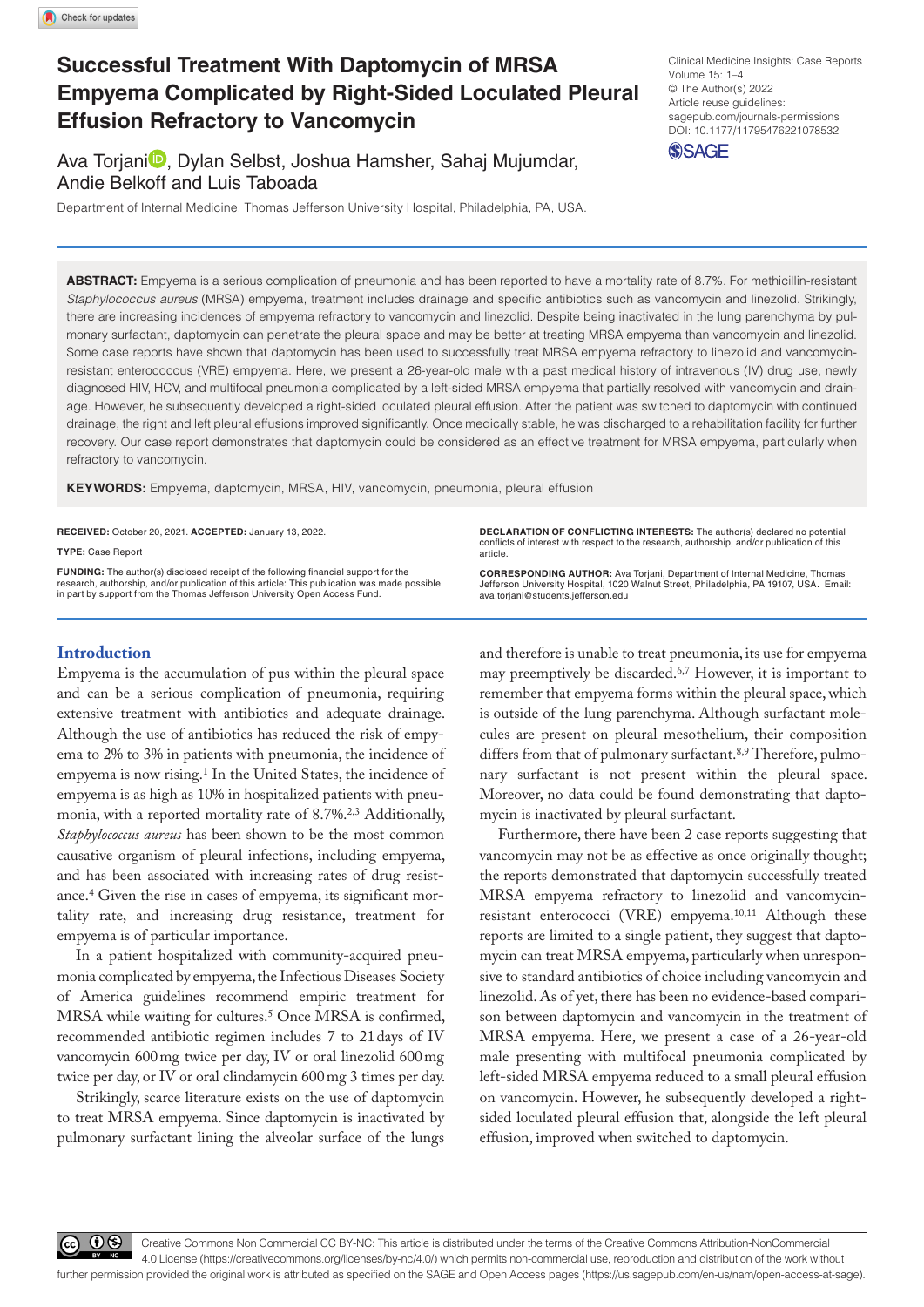# Successful Treatment With Daptomycin of MRSA Empyema Complicated by Right-Sided Loculated Pleural Effusion Refractory to Vancomycin

Ava Torjani, Dylan Selbst, Joshua Hamsher, Sahaj Mujumdar, Andie Belkoff and Luis Taboada

Department of Internal Medicine, Thomas Jefferson University Hospital, Philadelphia, PA, USA.

Clinical Medicine Insights: Case Reports
Volume 15: 1–4
© The Author(s) 2022
Article reuse guidelines:
sagepub.com/journals-permissions
DOI: 10.1177/11795476221078532

**ABSTRACT:** Empyema is a serious complication of pneumonia and has been reported to have a mortality rate of 8.7%. For methicillin-resistant *Staphylococcus aureus* (MRSA) empyema, treatment includes drainage and specific antibiotics such as vancomycin and linezolid. Strikingly, there are increasing incidences of empyema refractory to vancomycin and linezolid. Despite being inactivated in the lung parenchyma by pulmonary surfactant, daptomycin can penetrate the pleural space and may be better at treating MRSA empyema than vancomycin and linezolid. Some case reports have shown that daptomycin has been used to successfully treat MRSA empyema refractory to linezolid and vancomycin-resistant enterococcus (VRE) empyema. Here, we present a 26-year-old male with a past medical history of intravenous (IV) drug use, newly diagnosed HIV, HCV, and multifocal pneumonia complicated by a left-sided MRSA empyema that partially resolved with vancomycin and drainage. However, he subsequently developed a right-sided loculated pleural effusion. After the patient was switched to daptomycin with continued drainage, the right and left pleural effusions improved significantly. Once medically stable, he was discharged to a rehabilitation facility for further recovery. Our case report demonstrates that daptomycin could be considered as an effective treatment for MRSA empyema, particularly when refractory to vancomycin.

**KEYWORDS:** Empyema, daptomycin, MRSA, HIV, vancomycin, pneumonia, pleural effusion

**RECEIVED:** October 20, 2021. **ACCEPTED:** January 13, 2022.

**TYPE:** Case Report

**FUNDING:** The author(s) disclosed receipt of the following financial support for the research, authorship, and/or publication of this article: This publication was made possible in part by support from the Thomas Jefferson University Open Access Fund.

**DECLARATION OF CONFLICTING INTERESTS:** The author(s) declared no potential conflicts of interest with respect to the research, authorship, and/or publication of this article.

**CORRESPONDING AUTHOR:** Ava Torjani, Department of Internal Medicine, Thomas Jefferson University Hospital, 1020 Walnut Street, Philadelphia, PA 19107, USA. Email: ava.torjani@students.jefferson.edu

## Introduction

Empyema is the accumulation of pus within the pleural space and can be a serious complication of pneumonia, requiring extensive treatment with antibiotics and adequate drainage. Although the use of antibiotics has reduced the risk of empyema to 2% to 3% in patients with pneumonia, the incidence of empyema is now rising.[1] In the United States, the incidence of empyema is as high as 10% in hospitalized patients with pneumonia, with a reported mortality rate of 8.7%.[2,3] Additionally, *Staphylococcus aureus* has been shown to be the most common causative organism of pleural infections, including empyema, and has been associated with increasing rates of drug resistance.[4] Given the rise in cases of empyema, its significant mortality rate, and increasing drug resistance, treatment for empyema is of particular importance.

In a patient hospitalized with community-acquired pneumonia complicated by empyema, the Infectious Diseases Society of America guidelines recommend empiric treatment for MRSA while waiting for cultures.[5] Once MRSA is confirmed, recommended antibiotic regimen includes 7 to 21 days of IV vancomycin 600 mg twice per day, IV or oral linezolid 600 mg twice per day, or IV or oral clindamycin 600 mg 3 times per day.

Strikingly, scarce literature exists on the use of daptomycin to treat MRSA empyema. Since daptomycin is inactivated by pulmonary surfactant lining the alveolar surface of the lungs and therefore is unable to treat pneumonia, its use for empyema may preemptively be discarded.[6,7] However, it is important to remember that empyema forms within the pleural space, which is outside of the lung parenchyma. Although surfactant molecules are present on pleural mesothelium, their composition differs from that of pulmonary surfactant.[8,9] Therefore, pulmonary surfactant is not present within the pleural space. Moreover, no data could be found demonstrating that daptomycin is inactivated by pleural surfactant.

Furthermore, there have been 2 case reports suggesting that vancomycin may not be as effective as once originally thought; the reports demonstrated that daptomycin successfully treated MRSA empyema refractory to linezolid and vancomycin-resistant enterococci (VRE) empyema.[10,11] Although these reports are limited to a single patient, they suggest that daptomycin can treat MRSA empyema, particularly when unresponsive to standard antibiotics of choice including vancomycin and linezolid. As of yet, there has been no evidence-based comparison between daptomycin and vancomycin in the treatment of MRSA empyema. Here, we present a case of a 26-year-old male presenting with multifocal pneumonia complicated by left-sided MRSA empyema reduced to a small pleural effusion on vancomycin. However, he subsequently developed a right-sided loculated pleural effusion that, alongside the left pleural effusion, improved when switched to daptomycin.

Creative Commons Non Commercial CC BY-NC: This article is distributed under the terms of the Creative Commons Attribution-NonCommercial 4.0 License (https://creativecommons.org/licenses/by-nc/4.0/) which permits non-commercial use, reproduction and distribution of the work without further permission provided the original work is attributed as specified on the SAGE and Open Access pages (https://us.sagepub.com/en-us/nam/open-access-at-sage).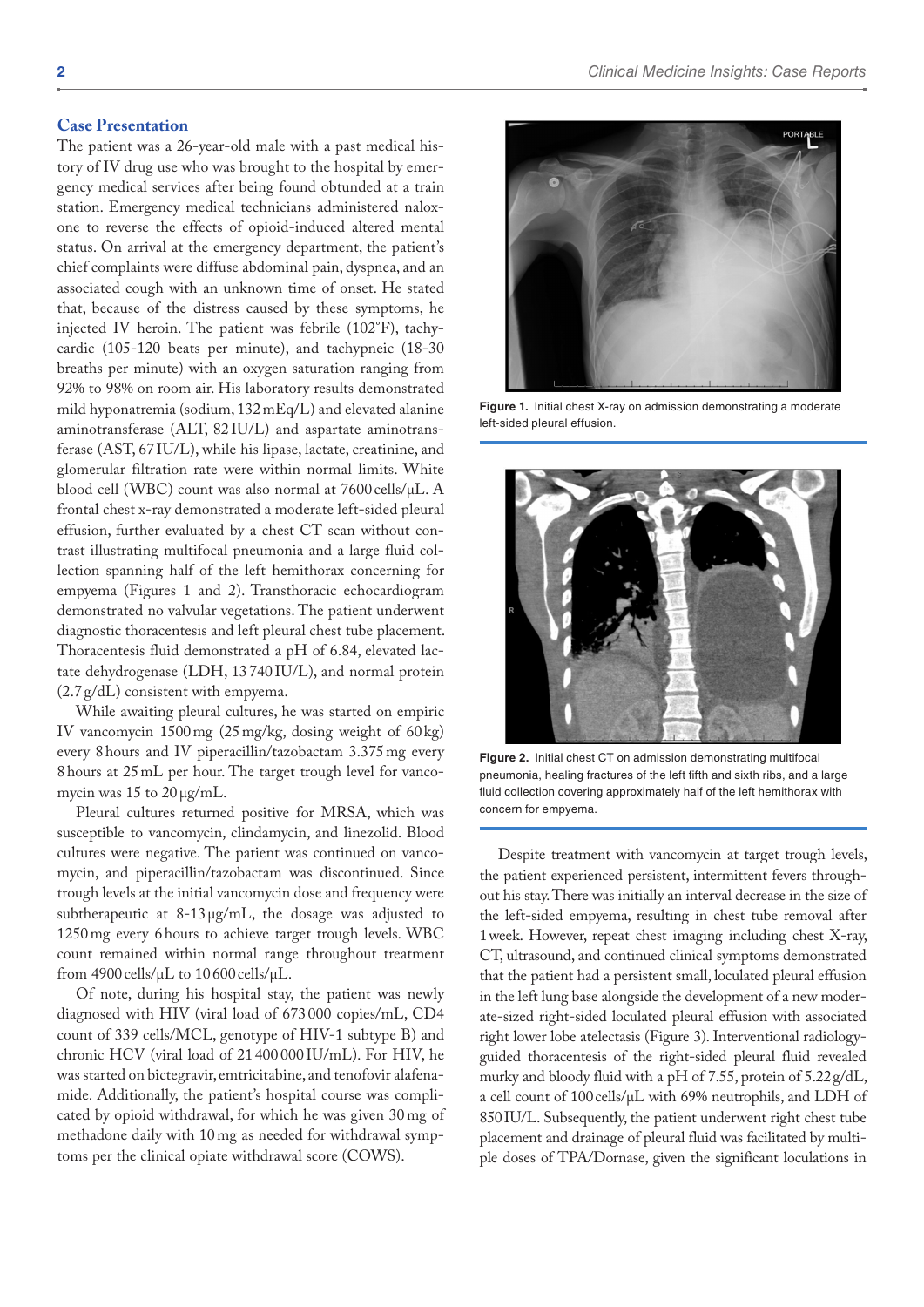## Case Presentation

The patient was a 26-year-old male with a past medical history of IV drug use who was brought to the hospital by emergency medical services after being found obtunded at a train station. Emergency medical technicians administered naloxone to reverse the effects of opioid-induced altered mental status. On arrival at the emergency department, the patient's chief complaints were diffuse abdominal pain, dyspnea, and an associated cough with an unknown time of onset. He stated that, because of the distress caused by these symptoms, he injected IV heroin. The patient was febrile (102°F), tachycardic (105-120 beats per minute), and tachypneic (18-30 breaths per minute) with an oxygen saturation ranging from 92% to 98% on room air. His laboratory results demonstrated mild hyponatremia (sodium, 132 mEq/L) and elevated alanine aminotransferase (ALT, 82 IU/L) and aspartate aminotransferase (AST, 67 IU/L), while his lipase, lactate, creatinine, and glomerular filtration rate were within normal limits. White blood cell (WBC) count was also normal at 7600 cells/μL. A frontal chest x-ray demonstrated a moderate left-sided pleural effusion, further evaluated by a chest CT scan without contrast illustrating multifocal pneumonia and a large fluid collection spanning half of the left hemithorax concerning for empyema (Figures 1 and 2). Transthoracic echocardiogram demonstrated no valvular vegetations. The patient underwent diagnostic thoracentesis and left pleural chest tube placement. Thoracentesis fluid demonstrated a pH of 6.84, elevated lactate dehydrogenase (LDH, 13 740 IU/L), and normal protein (2.7 g/dL) consistent with empyema.

While awaiting pleural cultures, he was started on empiric IV vancomycin 1500 mg (25 mg/kg, dosing weight of 60 kg) every 8 hours and IV piperacillin/tazobactam 3.375 mg every 8 hours at 25 mL per hour. The target trough level for vancomycin was 15 to 20 μg/mL.

Pleural cultures returned positive for MRSA, which was susceptible to vancomycin, clindamycin, and linezolid. Blood cultures were negative. The patient was continued on vancomycin, and piperacillin/tazobactam was discontinued. Since trough levels at the initial vancomycin dose and frequency were subtherapeutic at 8-13 μg/mL, the dosage was adjusted to 1250 mg every 6 hours to achieve target trough levels. WBC count remained within normal range throughout treatment from 4900 cells/μL to 10 600 cells/μL.

Of note, during his hospital stay, the patient was newly diagnosed with HIV (viral load of 673 000 copies/mL, CD4 count of 339 cells/MCL, genotype of HIV-1 subtype B) and chronic HCV (viral load of 21 400 000 IU/mL). For HIV, he was started on bictegravir, emtricitabine, and tenofovir alafenamide. Additionally, the patient's hospital course was complicated by opioid withdrawal, for which he was given 30 mg of methadone daily with 10 mg as needed for withdrawal symptoms per the clinical opiate withdrawal score (COWS).

Figure 1. Initial chest X-ray on admission demonstrating a moderate left-sided pleural effusion.

Figure 2. Initial chest CT on admission demonstrating multifocal pneumonia, healing fractures of the left fifth and sixth ribs, and a large fluid collection covering approximately half of the left hemithorax with concern for empyema.

Despite treatment with vancomycin at target trough levels, the patient experienced persistent, intermittent fevers throughout his stay. There was initially an interval decrease in the size of the left-sided empyema, resulting in chest tube removal after 1 week. However, repeat chest imaging including chest X-ray, CT, ultrasound, and continued clinical symptoms demonstrated that the patient had a persistent small, loculated pleural effusion in the left lung base alongside the development of a new moderate-sized right-sided loculated pleural effusion with associated right lower lobe atelectasis (Figure 3). Interventional radiology-guided thoracentesis of the right-sided pleural fluid revealed murky and bloody fluid with a pH of 7.55, protein of 5.22 g/dL, a cell count of 100 cells/μL with 69% neutrophils, and LDH of 850 IU/L. Subsequently, the patient underwent right chest tube placement and drainage of pleural fluid was facilitated by multiple doses of TPA/Dornase, given the significant loculations in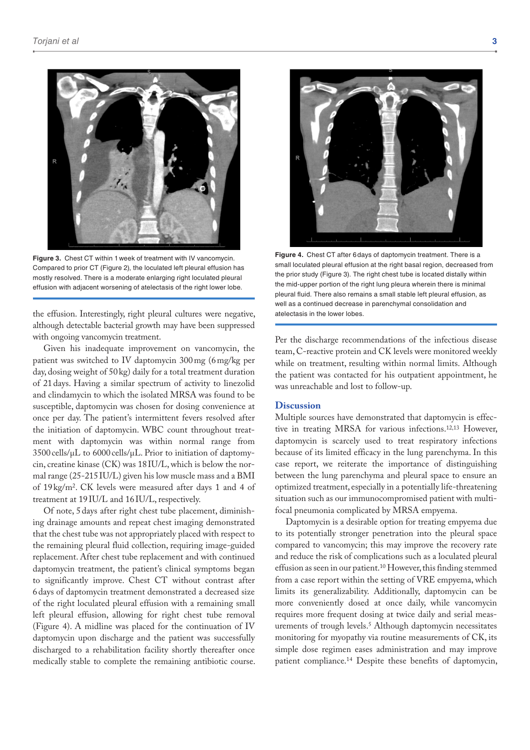Figure 3. Chest CT within 1 week of treatment with IV vancomycin. Compared to prior CT (Figure 2), the loculated left pleural effusion has mostly resolved. There is a moderate enlarging right loculated pleural effusion with adjacent worsening of atelectasis of the right lower lobe.

the effusion. Interestingly, right pleural cultures were negative, although detectable bacterial growth may have been suppressed with ongoing vancomycin treatment.

Given his inadequate improvement on vancomycin, the patient was switched to IV daptomycin 300 mg (6 mg/kg per day, dosing weight of 50 kg) daily for a total treatment duration of 21 days. Having a similar spectrum of activity to linezolid and clindamycin to which the isolated MRSA was found to be susceptible, daptomycin was chosen for dosing convenience at once per day. The patient's intermittent fevers resolved after the initiation of daptomycin. WBC count throughout treatment with daptomycin was within normal range from 3500 cells/μL to 6000 cells/μL. Prior to initiation of daptomycin, creatine kinase (CK) was 18 IU/L, which is below the normal range (25-215 IU/L) given his low muscle mass and a BMI of 19 kg/m$^2$. CK levels were measured after days 1 and 4 of treatment at 19 IU/L and 16 IU/L, respectively.

Of note, 5 days after right chest tube placement, diminishing drainage amounts and repeat chest imaging demonstrated that the chest tube was not appropriately placed with respect to the remaining pleural fluid collection, requiring image-guided replacement. After chest tube replacement and with continued daptomycin treatment, the patient's clinical symptoms began to significantly improve. Chest CT without contrast after 6 days of daptomycin treatment demonstrated a decreased size of the right loculated pleural effusion with a remaining small left pleural effusion, allowing for right chest tube removal (Figure 4). A midline was placed for the continuation of IV daptomycin upon discharge and the patient was successfully discharged to a rehabilitation facility shortly thereafter once medically stable to complete the remaining antibiotic course.

Figure 4. Chest CT after 6 days of daptomycin treatment. There is a small loculated pleural effusion at the right basal region, decreased from the prior study (Figure 3). The right chest tube is located distally within the mid-upper portion of the right lung pleura wherein there is minimal pleural fluid. There also remains a small stable left pleural effusion, as well as a continued decrease in parenchymal consolidation and atelectasis in the lower lobes.

Per the discharge recommendations of the infectious disease team, C-reactive protein and CK levels were monitored weekly while on treatment, resulting within normal limits. Although the patient was contacted for his outpatient appointment, he was unreachable and lost to follow-up.

## Discussion

Multiple sources have demonstrated that daptomycin is effective in treating MRSA for various infections.[12,13] However, daptomycin is scarcely used to treat respiratory infections because of its limited efficacy in the lung parenchyma. In this case report, we reiterate the importance of distinguishing between the lung parenchyma and pleural space to ensure an optimized treatment, especially in a potentially life-threatening situation such as our immunocompromised patient with multifocal pneumonia complicated by MRSA empyema.

Daptomycin is a desirable option for treating empyema due to its potentially stronger penetration into the pleural space compared to vancomycin; this may improve the recovery rate and reduce the risk of complications such as a loculated pleural effusion as seen in our patient.[10] However, this finding stemmed from a case report within the setting of VRE empyema, which limits its generalizability. Additionally, daptomycin can be more conveniently dosed at once daily, while vancomycin requires more frequent dosing at twice daily and serial measurements of trough levels.[5] Although daptomycin necessitates monitoring for myopathy via routine measurements of CK, its simple dose regimen eases administration and may improve patient compliance.[14] Despite these benefits of daptomycin,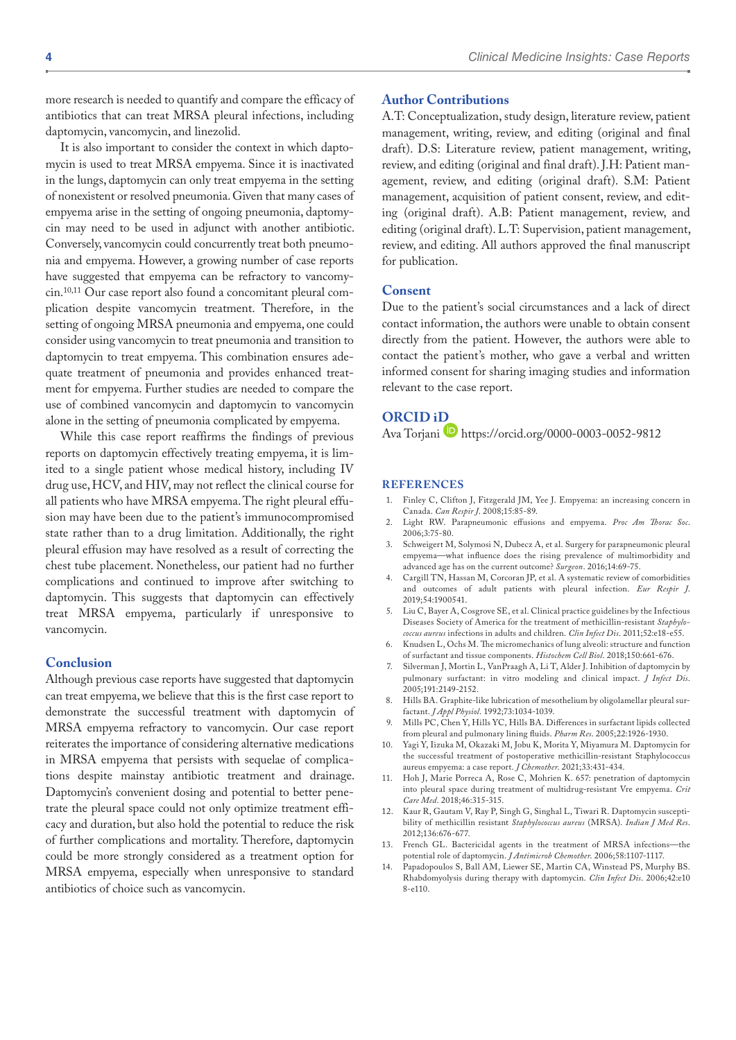more research is needed to quantify and compare the efficacy of antibiotics that can treat MRSA pleural infections, including daptomycin, vancomycin, and linezolid.

It is also important to consider the context in which daptomycin is used to treat MRSA empyema. Since it is inactivated in the lungs, daptomycin can only treat empyema in the setting of nonexistent or resolved pneumonia. Given that many cases of empyema arise in the setting of ongoing pneumonia, daptomycin may need to be used in adjunct with another antibiotic. Conversely, vancomycin could concurrently treat both pneumonia and empyema. However, a growing number of case reports have suggested that empyema can be refractory to vancomycin.[10,11] Our case report also found a concomitant pleural complication despite vancomycin treatment. Therefore, in the setting of ongoing MRSA pneumonia and empyema, one could consider using vancomycin to treat pneumonia and transition to daptomycin to treat empyema. This combination ensures adequate treatment of pneumonia and provides enhanced treatment for empyema. Further studies are needed to compare the use of combined vancomycin and daptomycin to vancomycin alone in the setting of pneumonia complicated by empyema.

While this case report reaffirms the findings of previous reports on daptomycin effectively treating empyema, it is limited to a single patient whose medical history, including IV drug use, HCV, and HIV, may not reflect the clinical course for all patients who have MRSA empyema. The right pleural effusion may have been due to the patient's immunocompromised state rather than to a drug limitation. Additionally, the right pleural effusion may have resolved as a result of correcting the chest tube placement. Nonetheless, our patient had no further complications and continued to improve after switching to daptomycin. This suggests that daptomycin can effectively treat MRSA empyema, particularly if unresponsive to vancomycin.

## Conclusion

Although previous case reports have suggested that daptomycin can treat empyema, we believe that this is the first case report to demonstrate the successful treatment with daptomycin of MRSA empyema refractory to vancomycin. Our case report reiterates the importance of considering alternative medications in MRSA empyema that persists with sequelae of complications despite mainstay antibiotic treatment and drainage. Daptomycin's convenient dosing and potential to better penetrate the pleural space could not only optimize treatment efficacy and duration, but also hold the potential to reduce the risk of further complications and mortality. Therefore, daptomycin could be more strongly considered as a treatment option for MRSA empyema, especially when unresponsive to standard antibiotics of choice such as vancomycin.

## Author Contributions

A.T: Conceptualization, study design, literature review, patient management, writing, review, and editing (original and final draft). D.S: Literature review, patient management, writing, review, and editing (original and final draft). J.H: Patient management, review, and editing (original draft). S.M: Patient management, acquisition of patient consent, review, and editing (original draft). A.B: Patient management, review, and editing (original draft). L.T: Supervision, patient management, review, and editing. All authors approved the final manuscript for publication.

## Consent

Due to the patient's social circumstances and a lack of direct contact information, the authors were unable to obtain consent directly from the patient. However, the authors were able to contact the patient's mother, who gave a verbal and written informed consent for sharing imaging studies and information relevant to the case report.

## ORCID iD

Ava Torjani https://orcid.org/0000-0003-0052-9812

## References

1. Finley C, Clifton J, Fitzgerald JM, Yee J. Empyema: an increasing concern in Canada. *Can Respir J*. 2008;15:85-89.
2. Light RW. Parapneumonic effusions and empyema. *Proc Am Thorac Soc*. 2006;3:75-80.
3. Schweigert M, Solymosi N, Dubecz A, et al. Surgery for parapneumonic pleural empyema—what influence does the rising prevalence of multimorbidity and advanced age has on the current outcome? *Surgeon*. 2016;14:69-75.
4. Cargill TN, Hassan M, Corcoran JP, et al. A systematic review of comorbidities and outcomes of adult patients with pleural infection. *Eur Respir J*. 2019;54:1900541.
5. Liu C, Bayer A, Cosgrove SE, et al. Clinical practice guidelines by the Infectious Diseases Society of America for the treatment of methicillin-resistant *Staphylococcus aureus* infections in adults and children. *Clin Infect Dis*. 2011;52:e18-e55.
6. Knudsen L, Ochs M. The micromechanics of lung alveoli: structure and function of surfactant and tissue components. *Histochem Cell Biol*. 2018;150:661-676.
7. Silverman J, Mortin L, VanPraagh A, Li T, Alder J. Inhibition of daptomycin by pulmonary surfactant: in vitro modeling and clinical impact. *J Infect Dis*. 2005;191:2149-2152.
8. Hills BA. Graphite-like lubrication of mesothelium by oligolamellar pleural surfactant. *J Appl Physiol*. 1992;73:1034-1039.
9. Mills PC, Chen Y, Hills YC, Hills BA. Differences in surfactant lipids collected from pleural and pulmonary lining fluids. *Pharm Res*. 2005;22:1926-1930.
10. Yagi Y, Iizuka M, Okazaki M, Jobu K, Morita Y, Miyamura M. Daptomycin for the successful treatment of postoperative methicillin-resistant Staphylococcus aureus empyema: a case report. *J Chemother*. 2021;33:431-434.
11. Hoh J, Marie Porreca A, Rose C, Mohrien K. 657: penetration of daptomycin into pleural space during treatment of multidrug-resistant Vre empyema. *Crit Care Med*. 2018;46:315-315.
12. Kaur R, Gautam V, Ray P, Singh G, Singhal L, Tiwari R. Daptomycin susceptibility of methicillin resistant *Staphylococcus aureus* (MRSA). *Indian J Med Res*. 2012;136:676-677.
13. French GL. Bactericidal agents in the treatment of MRSA infections—the potential role of daptomycin. *J Antimicrob Chemother*. 2006;58:1107-1117.
14. Papadopoulos S, Ball AM, Liewer SE, Martin CA, Winstead PS, Murphy BS. Rhabdomyolysis during therapy with daptomycin. *Clin Infect Dis*. 2006;42:e108-e110.